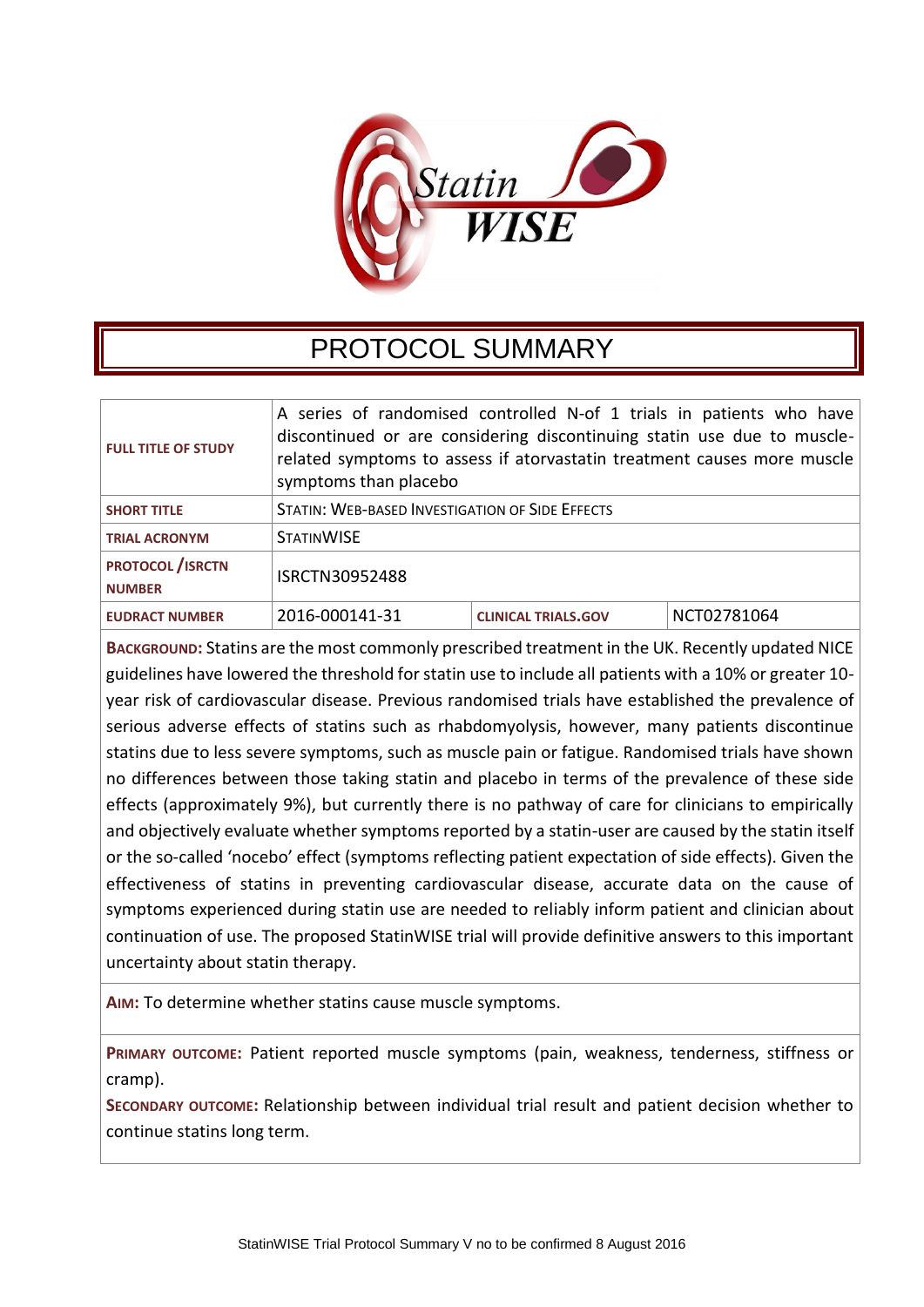# PROTOCOL SUMMARY

| | | | |
|---|---|---|---|
| **FULL TITLE OF STUDY** | A series of randomised controlled N-of 1 trials in patients who have discontinued or are considering discontinuing statin use due to muscle-related symptoms to assess if atorvastatin treatment causes more muscle symptoms than placebo | | |
| **SHORT TITLE** | STATIN: WEB-BASED INVESTIGATION OF SIDE EFFECTS | | |
| **TRIAL ACRONYM** | STATINWISE | | |
| **PROTOCOL /ISRCTN NUMBER** | ISRCTN30952488 | | |
| **EUDRACT NUMBER** | 2016-000141-31 | **CLINICAL TRIALS.GOV** | NCT02781064 |

**BACKGROUND:** Statins are the most commonly prescribed treatment in the UK. Recently updated NICE guidelines have lowered the threshold for statin use to include all patients with a 10% or greater 10-year risk of cardiovascular disease. Previous randomised trials have established the prevalence of serious adverse effects of statins such as rhabdomyolysis, however, many patients discontinue statins due to less severe symptoms, such as muscle pain or fatigue. Randomised trials have shown no differences between those taking statin and placebo in terms of the prevalence of these side effects (approximately 9%), but currently there is no pathway of care for clinicians to empirically and objectively evaluate whether symptoms reported by a statin-user are caused by the statin itself or the so-called 'nocebo' effect (symptoms reflecting patient expectation of side effects). Given the effectiveness of statins in preventing cardiovascular disease, accurate data on the cause of symptoms experienced during statin use are needed to reliably inform patient and clinician about continuation of use. The proposed StatinWISE trial will provide definitive answers to this important uncertainty about statin therapy.

**AIM:** To determine whether statins cause muscle symptoms.

**PRIMARY OUTCOME:** Patient reported muscle symptoms (pain, weakness, tenderness, stiffness or cramp).

**SECONDARY OUTCOME:** Relationship between individual trial result and patient decision whether to continue statins long term.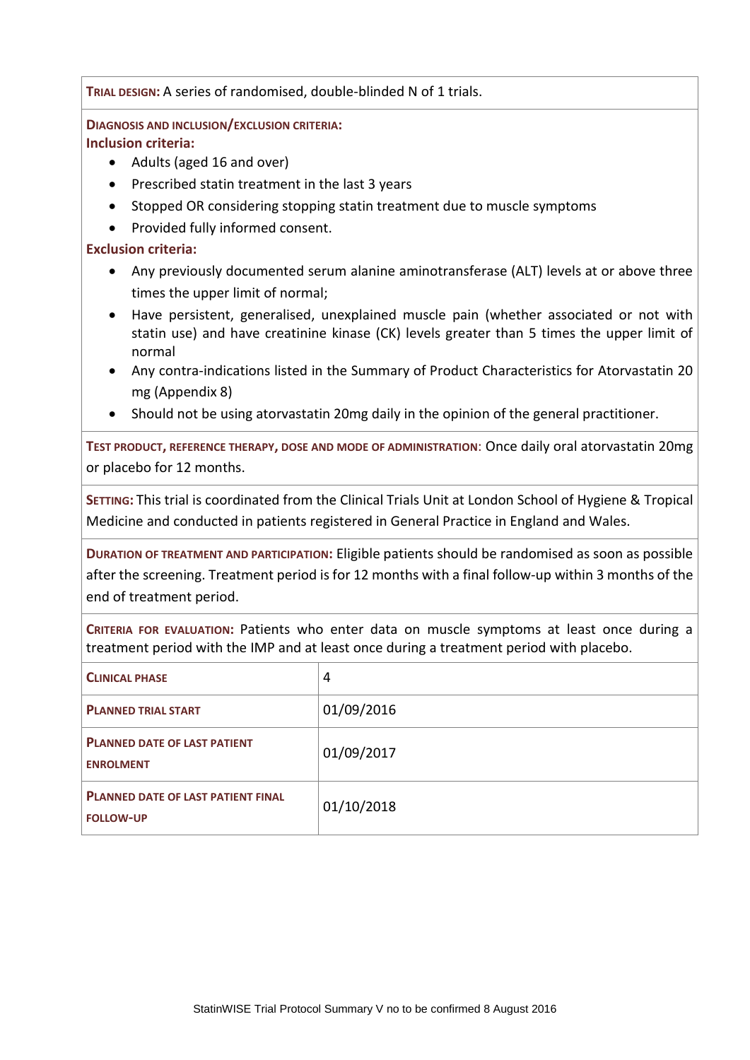**TRIAL DESIGN:** A series of randomised, double-blinded N of 1 trials.

**DIAGNOSIS AND INCLUSION/EXCLUSION CRITERIA:**

**Inclusion criteria:**

- Adults (aged 16 and over)
- Prescribed statin treatment in the last 3 years
- Stopped OR considering stopping statin treatment due to muscle symptoms
- Provided fully informed consent.

**Exclusion criteria:**

- Any previously documented serum alanine aminotransferase (ALT) levels at or above three times the upper limit of normal;
- Have persistent, generalised, unexplained muscle pain (whether associated or not with statin use) and have creatinine kinase (CK) levels greater than 5 times the upper limit of normal
- Any contra-indications listed in the Summary of Product Characteristics for Atorvastatin 20 mg (Appendix 8)
- Should not be using atorvastatin 20mg daily in the opinion of the general practitioner.

**TEST PRODUCT, REFERENCE THERAPY, DOSE AND MODE OF ADMINISTRATION:** Once daily oral atorvastatin 20mg or placebo for 12 months.

**SETTING:** This trial is coordinated from the Clinical Trials Unit at London School of Hygiene & Tropical Medicine and conducted in patients registered in General Practice in England and Wales.

**DURATION OF TREATMENT AND PARTICIPATION:** Eligible patients should be randomised as soon as possible after the screening. Treatment period is for 12 months with a final follow-up within 3 months of the end of treatment period.

**CRITERIA FOR EVALUATION:** Patients who enter data on muscle symptoms at least once during a treatment period with the IMP and at least once during a treatment period with placebo.

| | |
|---|---|
| **CLINICAL PHASE** | 4 |
| **PLANNED TRIAL START** | 01/09/2016 |
| **PLANNED DATE OF LAST PATIENT ENROLMENT** | 01/09/2017 |
| **PLANNED DATE OF LAST PATIENT FINAL FOLLOW-UP** | 01/10/2018 |